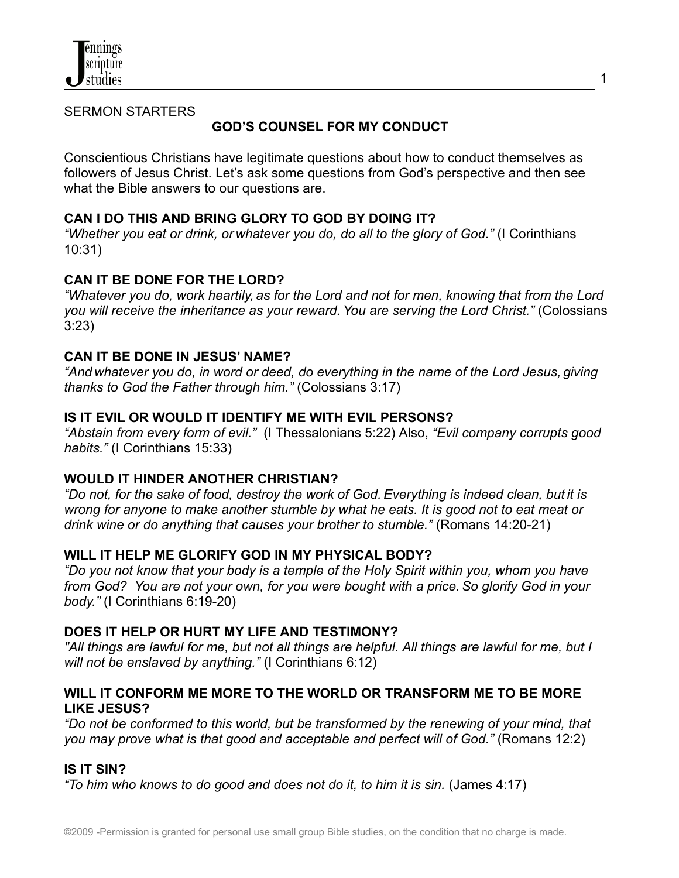SERMON STARTERS

# GOD'S COUNSEL FOR MY CONDUCT

Conscientious Christians have legitimate questions about how to conduct themselves as followers of Jesus Christ. Let's ask some questions from God's perspective and then see what the Bible answers to our questions are.

## CAN I DO THIS AND BRING GLORY TO GOD BY DOING IT?

*"Whether you eat or drink, or whatever you do, do all to the glory of God."* (I Corinthians 10:31)

## CAN IT BE DONE FOR THE LORD?

*"Whatever you do, work heartily, as for the Lord and not for men, knowing that from the Lord you will receive the inheritance as your reward. You are serving the Lord Christ."* (Colossians 3:23)

## CAN IT BE DONE IN JESUS' NAME?

*"And whatever you do, in word or deed, do everything in the name of the Lord Jesus, giving thanks to God the Father through him."* (Colossians 3:17)

## IS IT EVIL OR WOULD IT IDENTIFY ME WITH EVIL PERSONS?

*"Abstain from every form of evil."* (I Thessalonians 5:22) Also, *"Evil company corrupts good habits."* (I Corinthians 15:33)

## WOULD IT HINDER ANOTHER CHRISTIAN?

*"Do not, for the sake of food, destroy the work of God. Everything is indeed clean, but it is wrong for anyone to make another stumble by what he eats. It is good not to eat meat or drink wine or do anything that causes your brother to stumble."* (Romans 14:20-21)

## WILL IT HELP ME GLORIFY GOD IN MY PHYSICAL BODY?

*"Do you not know that your body is a temple of the Holy Spirit within you, whom you have from God? You are not your own, for you were bought with a price. So glorify God in your body."* (I Corinthians 6:19-20)

## DOES IT HELP OR HURT MY LIFE AND TESTIMONY?

*"All things are lawful for me, but not all things are helpful. All things are lawful for me, but I will not be enslaved by anything."* (I Corinthians 6:12)

## WILL IT CONFORM ME MORE TO THE WORLD OR TRANSFORM ME TO BE MORE LIKE JESUS?

*"Do not be conformed to this world, but be transformed by the renewing of your mind, that you may prove what is that good and acceptable and perfect will of God."* (Romans 12:2)

## IS IT SIN?

*"To him who knows to do good and does not do it, to him it is sin.* (James 4:17)

©2009 -Permission is granted for personal use small group Bible studies, on the condition that no charge is made.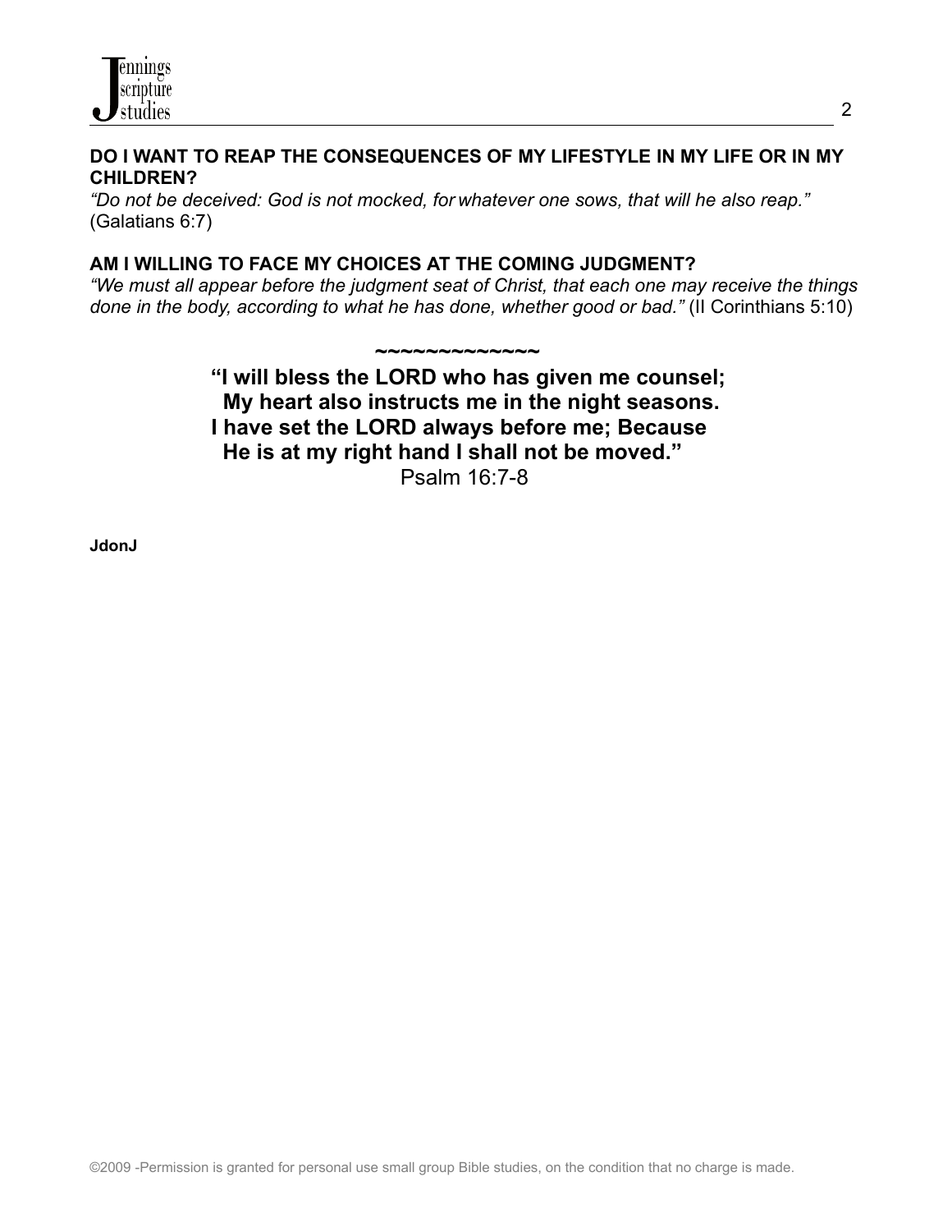**DO I WANT TO REAP THE CONSEQUENCES OF MY LIFESTYLE IN MY LIFE OR IN MY CHILDREN?**

*"Do not be deceived: God is not mocked, for whatever one sows, that will he also reap."* (Galatians 6:7)

**AM I WILLING TO FACE MY CHOICES AT THE COMING JUDGMENT?**

*"We must all appear before the judgment seat of Christ, that each one may receive the things done in the body, according to what he has done, whether good or bad."* (II Corinthians 5:10)

**~~~~~~~~~~~~~**

**"I will bless the LORD who has given me counsel;**
**My heart also instructs me in the night seasons.**
**I have set the LORD always before me; Because**
**He is at my right hand I shall not be moved."**
Psalm 16:7-8

**JdonJ**

©2009 -Permission is granted for personal use small group Bible studies, on the condition that no charge is made.